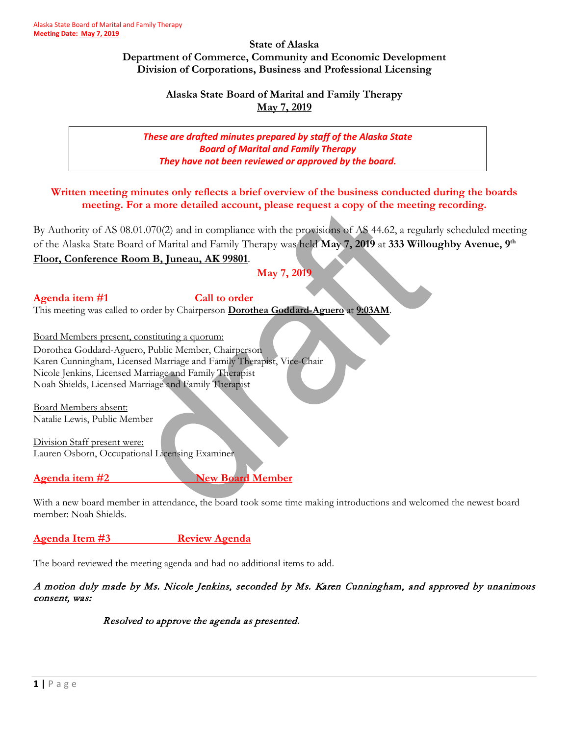**State of Alaska**
**Department of Commerce, Community and Economic Development**
**Division of Corporations, Business and Professional Licensing**

**Alaska State Board of Marital and Family Therapy**
**May 7, 2019**

> ***These are drafted minutes prepared by staff of the Alaska State Board of Marital and Family Therapy***
> ***They have not been reviewed or approved by the board.***

**Written meeting minutes only reflects a brief overview of the business conducted during the boards meeting. For a more detailed account, please request a copy of the meeting recording.**

By Authority of AS 08.01.070(2) and in compliance with the provisions of AS 44.62, a regularly scheduled meeting of the Alaska State Board of Marital and Family Therapy was held **May 7, 2019** at **333 Willoughby Avenue, 9th Floor, Conference Room B, Juneau, AK 99801**.

**May 7, 2019**

## Agenda item #1 Call to order

This meeting was called to order by Chairperson **Dorothea Goddard-Aguero** at **9:03AM**.

Board Members present, constituting a quorum:
Dorothea Goddard-Aguero, Public Member, Chairperson
Karen Cunningham, Licensed Marriage and Family Therapist, Vice-Chair
Nicole Jenkins, Licensed Marriage and Family Therapist
Noah Shields, Licensed Marriage and Family Therapist

Board Members absent:
Natalie Lewis, Public Member

Division Staff present were:
Lauren Osborn, Occupational Licensing Examiner

## Agenda item #2 New Board Member

With a new board member in attendance, the board took some time making introductions and welcomed the newest board member: Noah Shields.

## Agenda Item #3 Review Agenda

The board reviewed the meeting agenda and had no additional items to add.

*A motion duly made by Ms. Nicole Jenkins, seconded by Ms. Karen Cunningham, and approved by unanimous consent, was:*

*Resolved to approve the agenda as presented.*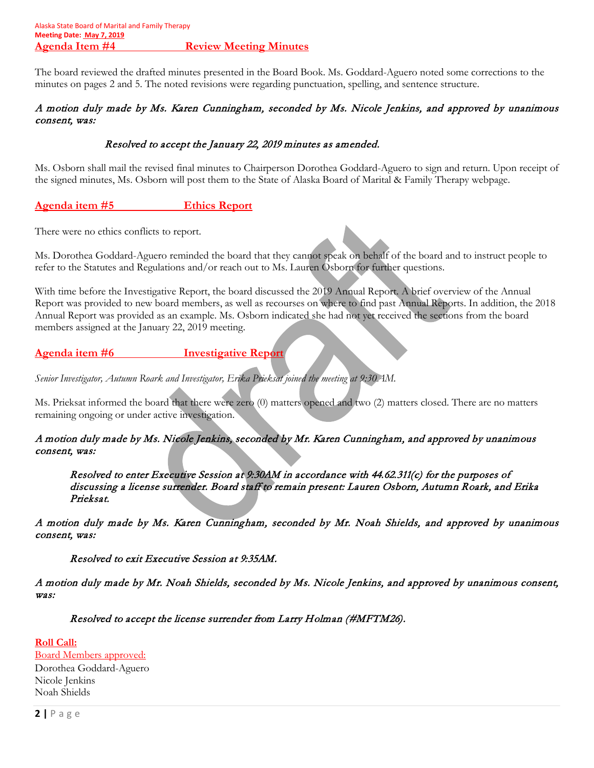## Agenda Item #4 Review Meeting Minutes

The board reviewed the drafted minutes presented in the Board Book. Ms. Goddard-Aguero noted some corrections to the minutes on pages 2 and 5. The noted revisions were regarding punctuation, spelling, and sentence structure.

*A motion duly made by Ms. Karen Cunningham, seconded by Ms. Nicole Jenkins, and approved by unanimous consent, was:*

> *Resolved to accept the January 22, 2019 minutes as amended.*

Ms. Osborn shall mail the revised final minutes to Chairperson Dorothea Goddard-Aguero to sign and return. Upon receipt of the signed minutes, Ms. Osborn will post them to the State of Alaska Board of Marital & Family Therapy webpage.

## Agenda item #5 Ethics Report

There were no ethics conflicts to report.

Ms. Dorothea Goddard-Aguero reminded the board that they cannot speak on behalf of the board and to instruct people to refer to the Statutes and Regulations and/or reach out to Ms. Lauren Osborn for further questions.

With time before the Investigative Report, the board discussed the 2019 Annual Report. A brief overview of the Annual Report was provided to new board members, as well as recourses on where to find past Annual Reports. In addition, the 2018 Annual Report was provided as an example. Ms. Osborn indicated she had not yet received the sections from the board members assigned at the January 22, 2019 meeting.

## Agenda item #6 Investigative Report

*Senior Investigator, Autumn Roark and Investigator, Erika Prieksat joined the meeting at 9:30 AM.*

Ms. Prieksat informed the board that there were zero (0) matters opened and two (2) matters closed. There are no matters remaining ongoing or under active investigation.

*A motion duly made by Ms. Nicole Jenkins, seconded by Mr. Karen Cunningham, and approved by unanimous consent, was:*

> *Resolved to enter Executive Session at 9:30AM in accordance with 44.62.311(c) for the purposes of discussing a license surrender. Board staff to remain present: Lauren Osborn, Autumn Roark, and Erika Prieksat.*

*A motion duly made by Ms. Karen Cunningham, seconded by Mr. Noah Shields, and approved by unanimous consent, was:*

> *Resolved to exit Executive Session at 9:35AM.*

*A motion duly made by Mr. Noah Shields, seconded by Ms. Nicole Jenkins, and approved by unanimous consent, was:*

> *Resolved to accept the license surrender from Larry Holman (#MFTM26).*

**Roll Call:**

Board Members approved:

Dorothea Goddard-Aguero
Nicole Jenkins
Noah Shields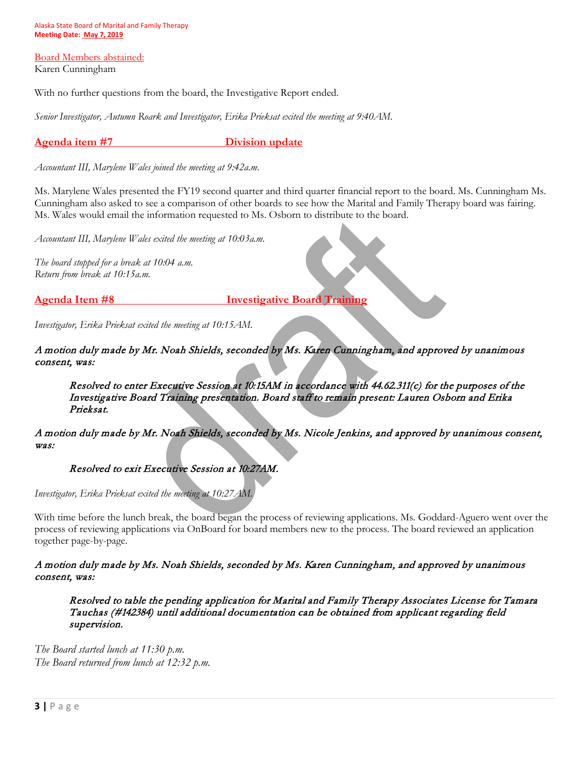Board Members abstained:
Karen Cunningham

With no further questions from the board, the Investigative Report ended.

*Senior Investigator, Autumn Roark and Investigator, Erika Prieksat exited the meeting at 9:40AM.*

## Agenda item #7 Division update

*Accountant III, Marylene Wales joined the meeting at 9:42a.m.*

Ms. Marylene Wales presented the FY19 second quarter and third quarter financial report to the board. Ms. Cunningham Ms. Cunningham also asked to see a comparison of other boards to see how the Marital and Family Therapy board was fairing. Ms. Wales would email the information requested to Ms. Osborn to distribute to the board.

*Accountant III, Marylene Wales exited the meeting at 10:03a.m.*

*The board stopped for a break at 10:04 a.m.*
*Return from break at 10:15a.m.*

## Agenda Item #8 Investigative Board Training

*Investigator, Erika Prieksat exited the meeting at 10:15AM.*

***A motion duly made by Mr. Noah Shields, seconded by Ms. Karen Cunningham, and approved by unanimous consent, was:***

> ***Resolved to enter Executive Session at 10:15AM in accordance with 44.62.311(c) for the purposes of the Investigative Board Training presentation. Board staff to remain present: Lauren Osborn and Erika Prieksat.***

***A motion duly made by Mr. Noah Shields, seconded by Ms. Nicole Jenkins, and approved by unanimous consent, was:***

> ***Resolved to exit Executive Session at 10:27AM.***

*Investigator, Erika Prieksat exited the meeting at 10:27AM.*

With time before the lunch break, the board began the process of reviewing applications. Ms. Goddard-Aguero went over the process of reviewing applications via OnBoard for board members new to the process. The board reviewed an application together page-by-page.

***A motion duly made by Ms. Noah Shields, seconded by Ms. Karen Cunningham, and approved by unanimous consent, was:***

> ***Resolved to table the pending application for Marital and Family Therapy Associates License for Tamara Tauchas (#142384) until additional documentation can be obtained from applicant regarding field supervision.***

*The Board started lunch at 11:30 p.m.*
*The Board returned from lunch at 12:32 p.m.*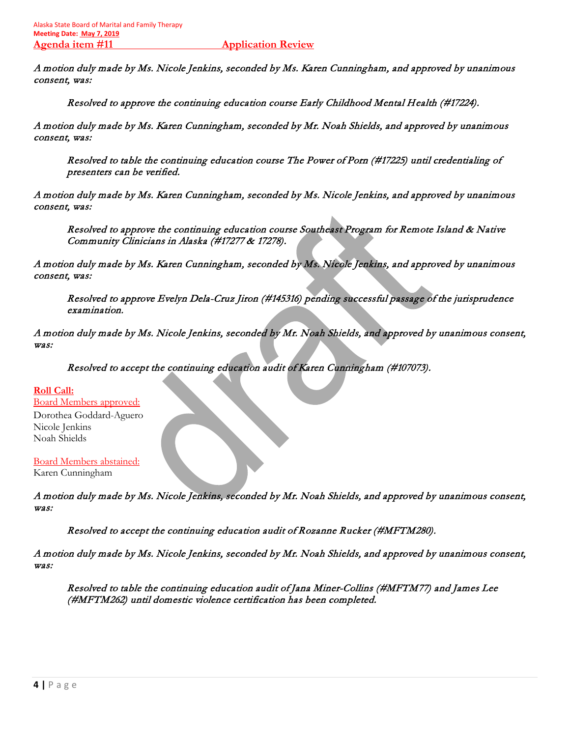**Agenda item #11 Application Review**

*A motion duly made by Ms. Nicole Jenkins, seconded by Ms. Karen Cunningham, and approved by unanimous consent, was:*

> *Resolved to approve the continuing education course Early Childhood Mental Health (#17224).*

*A motion duly made by Ms. Karen Cunningham, seconded by Mr. Noah Shields, and approved by unanimous consent, was:*

> *Resolved to table the continuing education course The Power of Porn (#17225) until credentialing of presenters can be verified.*

*A motion duly made by Ms. Karen Cunningham, seconded by Ms. Nicole Jenkins, and approved by unanimous consent, was:*

> *Resolved to approve the continuing education course Southeast Program for Remote Island & Native Community Clinicians in Alaska (#17277 & 17278).*

*A motion duly made by Ms. Karen Cunningham, seconded by Ms. Nicole Jenkins, and approved by unanimous consent, was:*

> *Resolved to approve Evelyn Dela-Cruz Jiron (#145316) pending successful passage of the jurisprudence examination.*

*A motion duly made by Ms. Nicole Jenkins, seconded by Mr. Noah Shields, and approved by unanimous consent, was:*

> *Resolved to accept the continuing education audit of Karen Cunningham (#107073).*

**Roll Call:**

Board Members approved:

Dorothea Goddard-Aguero
Nicole Jenkins
Noah Shields

Board Members abstained:

Karen Cunningham

*A motion duly made by Ms. Nicole Jenkins, seconded by Mr. Noah Shields, and approved by unanimous consent, was:*

> *Resolved to accept the continuing education audit of Rozanne Rucker (#MFTM280).*

*A motion duly made by Ms. Nicole Jenkins, seconded by Mr. Noah Shields, and approved by unanimous consent, was:*

> *Resolved to table the continuing education audit of Jana Miner-Collins (#MFTM77) and James Lee (#MFTM262) until domestic violence certification has been completed.*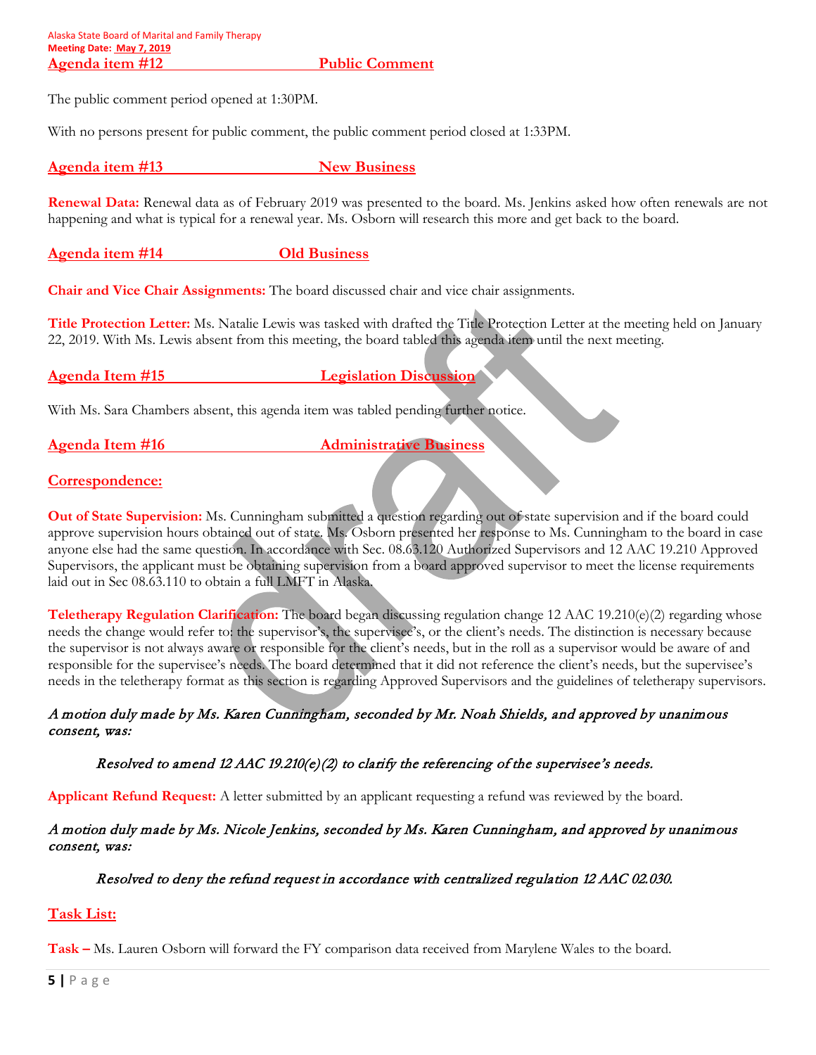## Agenda item #12 Public Comment

The public comment period opened at 1:30PM.

With no persons present for public comment, the public comment period closed at 1:33PM.

## Agenda item #13 New Business

**Renewal Data:** Renewal data as of February 2019 was presented to the board. Ms. Jenkins asked how often renewals are not happening and what is typical for a renewal year. Ms. Osborn will research this more and get back to the board.

## Agenda item #14 Old Business

**Chair and Vice Chair Assignments:** The board discussed chair and vice chair assignments.

**Title Protection Letter:** Ms. Natalie Lewis was tasked with drafted the Title Protection Letter at the meeting held on January 22, 2019. With Ms. Lewis absent from this meeting, the board tabled this agenda item until the next meeting.

## Agenda Item #15 Legislation Discussion

With Ms. Sara Chambers absent, this agenda item was tabled pending further notice.

## Agenda Item #16 Administrative Business

### Correspondence:

**Out of State Supervision:** Ms. Cunningham submitted a question regarding out of state supervision and if the board could approve supervision hours obtained out of state. Ms. Osborn presented her response to Ms. Cunningham to the board in case anyone else had the same question. In accordance with Sec. 08.63.120 Authorized Supervisors and 12 AAC 19.210 Approved Supervisors, the applicant must be obtaining supervision from a board approved supervisor to meet the license requirements laid out in Sec 08.63.110 to obtain a full LMFT in Alaska.

**Teletherapy Regulation Clarification:** The board began discussing regulation change 12 AAC 19.210(e)(2) regarding whose needs the change would refer to: the supervisor's, the supervisee's, or the client's needs. The distinction is necessary because the supervisor is not always aware or responsible for the client's needs, but in the roll as a supervisor would be aware of and responsible for the supervisee's needs. The board determined that it did not reference the client's needs, but the supervisee's needs in the teletherapy format as this section is regarding Approved Supervisors and the guidelines of teletherapy supervisors.

*A motion duly made by Ms. Karen Cunningham, seconded by Mr. Noah Shields, and approved by unanimous consent, was:*

> *Resolved to amend 12 AAC 19.210(e)(2) to clarify the referencing of the supervisee's needs.*

**Applicant Refund Request:** A letter submitted by an applicant requesting a refund was reviewed by the board.

*A motion duly made by Ms. Nicole Jenkins, seconded by Ms. Karen Cunningham, and approved by unanimous consent, was:*

> *Resolved to deny the refund request in accordance with centralized regulation 12 AAC 02.030.*

### Task List:

**Task –** Ms. Lauren Osborn will forward the FY comparison data received from Marylene Wales to the board.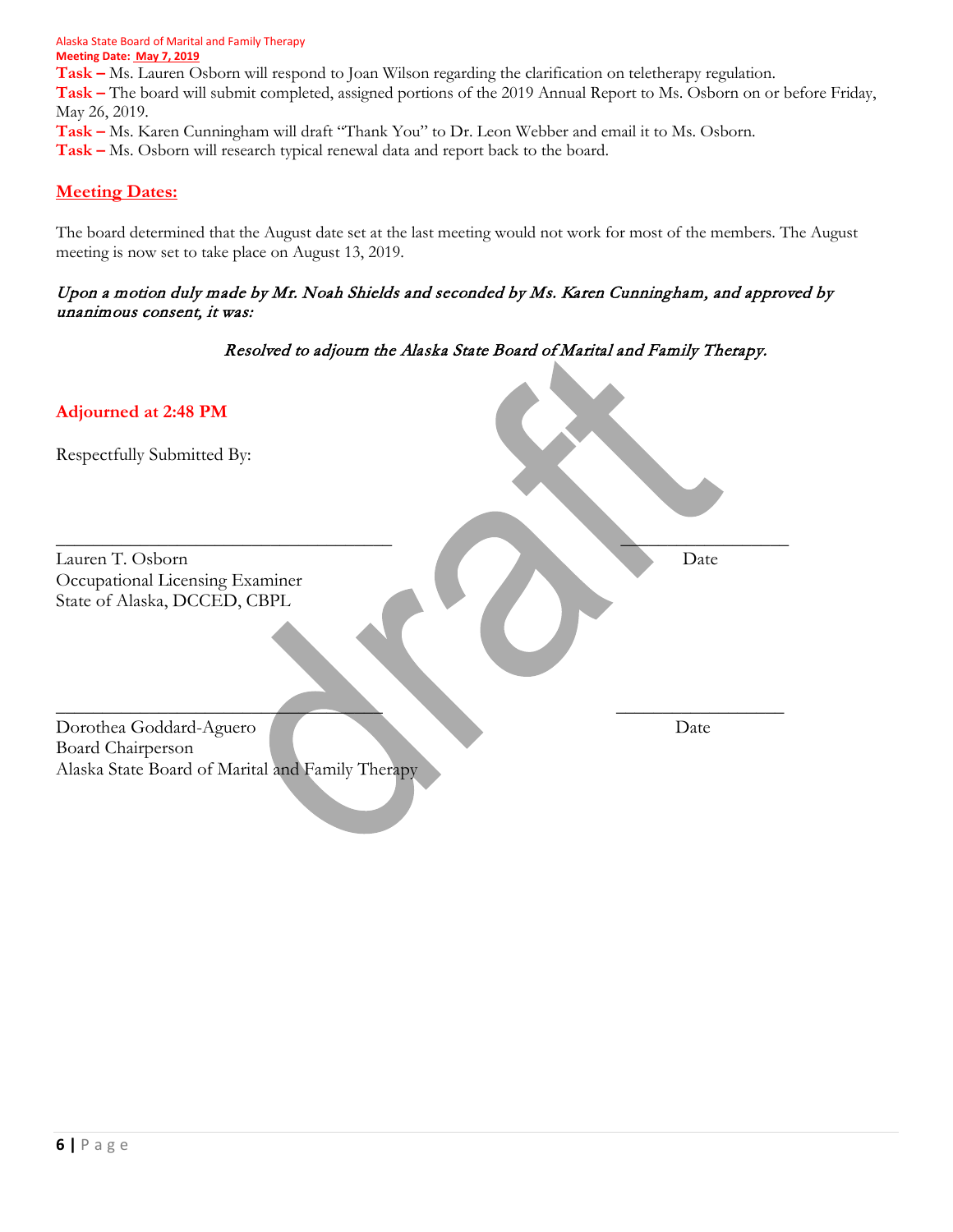**Task –** Ms. Lauren Osborn will respond to Joan Wilson regarding the clarification on teletherapy regulation.
**Task –** The board will submit completed, assigned portions of the 2019 Annual Report to Ms. Osborn on or before Friday, May 26, 2019.
**Task –** Ms. Karen Cunningham will draft "Thank You" to Dr. Leon Webber and email it to Ms. Osborn.
**Task –** Ms. Osborn will research typical renewal data and report back to the board.

## Meeting Dates:

The board determined that the August date set at the last meeting would not work for most of the members. The August meeting is now set to take place on August 13, 2019.

*Upon a motion duly made by Mr. Noah Shields and seconded by Ms. Karen Cunningham, and approved by unanimous consent, it was:*

*Resolved to adjourn the Alaska State Board of Marital and Family Therapy.*

**Adjourned at 2:48 PM**

Respectfully Submitted By:

\_\_\_\_\_\_\_\_\_\_\_\_\_\_\_\_\_\_\_\_\_\_\_\_\_\_\_\_\_\_\_\_\_\_ \_\_\_\_\_\_\_\_\_\_\_\_\_\_\_\_\_\_
Lauren T. Osborn Date
Occupational Licensing Examiner
State of Alaska, DCCED, CBPL

\_\_\_\_\_\_\_\_\_\_\_\_\_\_\_\_\_\_\_\_\_\_\_\_\_\_\_\_\_\_\_\_\_\_ \_\_\_\_\_\_\_\_\_\_\_\_\_\_\_\_\_\_
Dorothea Goddard-Aguero Date
Board Chairperson
Alaska State Board of Marital and Family Therapy

draft